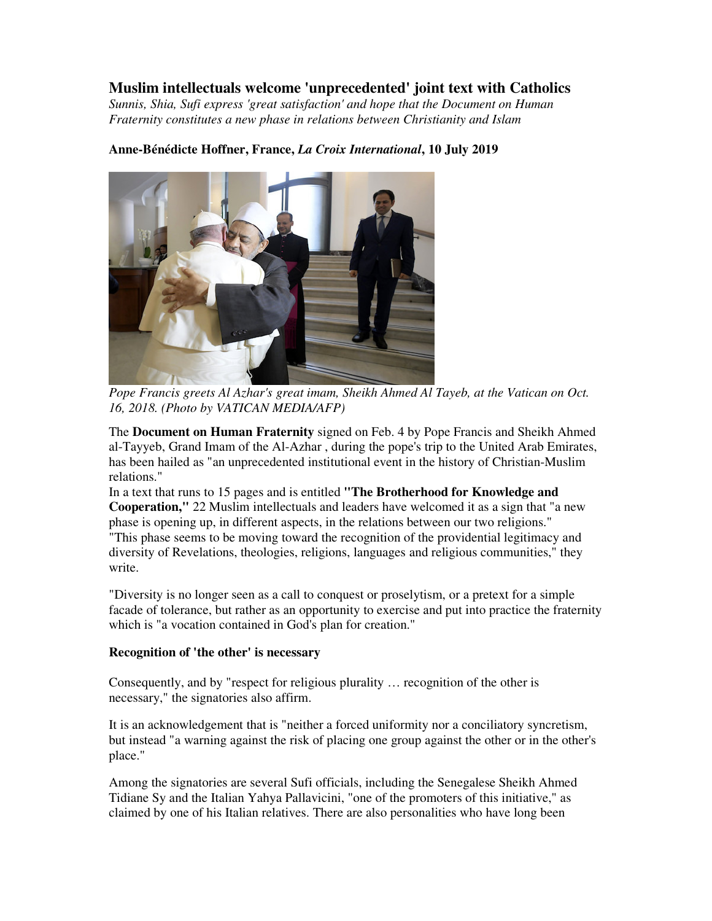# Muslim intellectuals welcome 'unprecedented' joint text with Catholics

*Sunnis, Shia, Sufi express 'great satisfaction' and hope that the Document on Human Fraternity constitutes a new phase in relations between Christianity and Islam*

**Anne-Bénédicte Hoffner, France, *La Croix International*, 10 July 2019**

*Pope Francis greets Al Azhar's great imam, Sheikh Ahmed Al Tayeb, at the Vatican on Oct. 16, 2018. (Photo by VATICAN MEDIA/AFP)*

The **Document on Human Fraternity** signed on Feb. 4 by Pope Francis and Sheikh Ahmed al-Tayyeb, Grand Imam of the Al-Azhar , during the pope's trip to the United Arab Emirates, has been hailed as "an unprecedented institutional event in the history of Christian-Muslim relations."

In a text that runs to 15 pages and is entitled **"The Brotherhood for Knowledge and Cooperation,"** 22 Muslim intellectuals and leaders have welcomed it as a sign that "a new phase is opening up, in different aspects, in the relations between our two religions."

"This phase seems to be moving toward the recognition of the providential legitimacy and diversity of Revelations, theologies, religions, languages and religious communities," they write.

"Diversity is no longer seen as a call to conquest or proselytism, or a pretext for a simple facade of tolerance, but rather as an opportunity to exercise and put into practice the fraternity which is "a vocation contained in God's plan for creation."

**Recognition of 'the other' is necessary**

Consequently, and by "respect for religious plurality … recognition of the other is necessary," the signatories also affirm.

It is an acknowledgement that is "neither a forced uniformity nor a conciliatory syncretism, but instead "a warning against the risk of placing one group against the other or in the other's place."

Among the signatories are several Sufi officials, including the Senegalese Sheikh Ahmed Tidiane Sy and the Italian Yahya Pallavicini, "one of the promoters of this initiative," as claimed by one of his Italian relatives. There are also personalities who have long been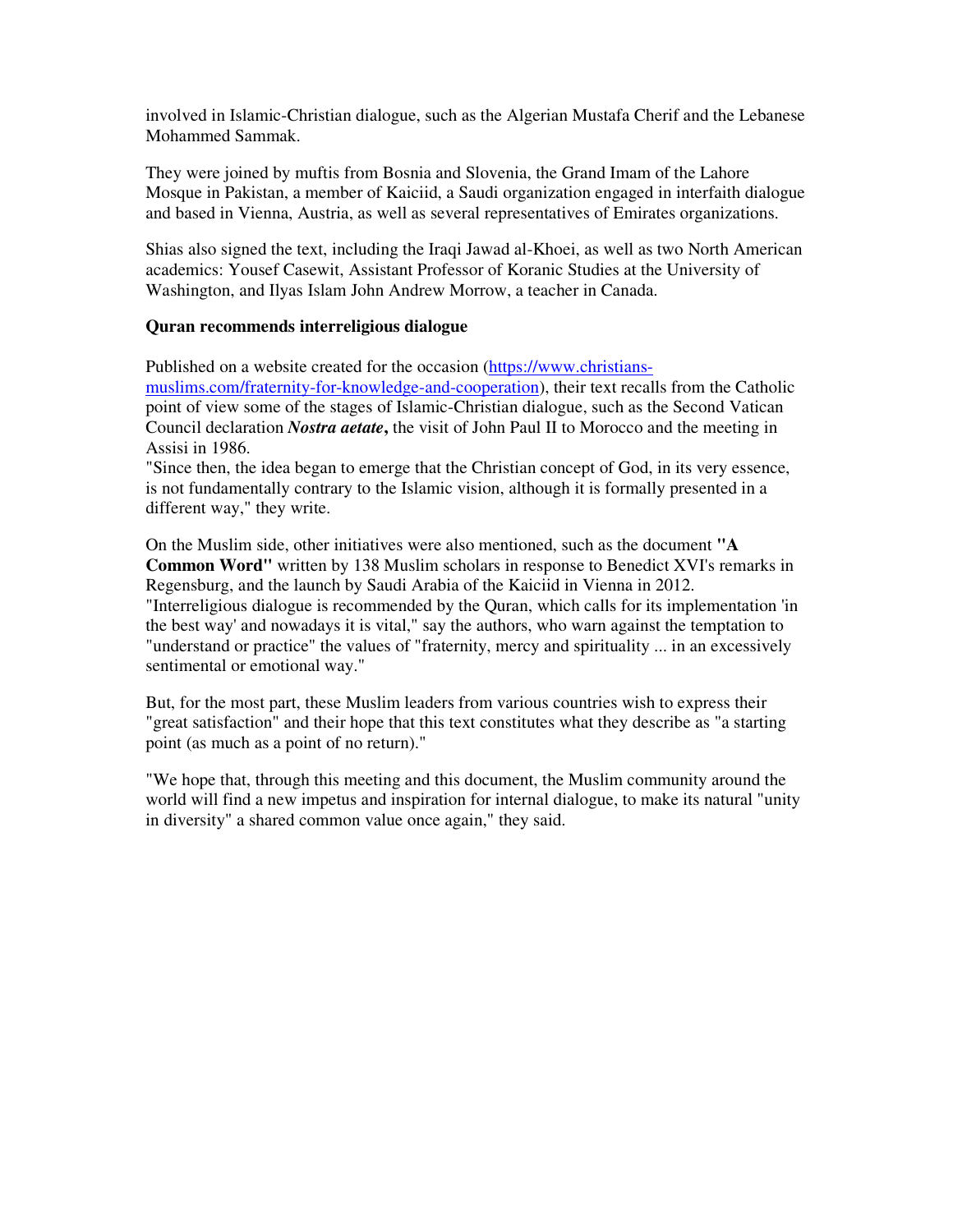involved in Islamic-Christian dialogue, such as the Algerian Mustafa Cherif and the Lebanese Mohammed Sammak.

They were joined by muftis from Bosnia and Slovenia, the Grand Imam of the Lahore Mosque in Pakistan, a member of Kaiciid, a Saudi organization engaged in interfaith dialogue and based in Vienna, Austria, as well as several representatives of Emirates organizations.

Shias also signed the text, including the Iraqi Jawad al-Khoei, as well as two North American academics: Yousef Casewit, Assistant Professor of Koranic Studies at the University of Washington, and Ilyas Islam John Andrew Morrow, a teacher in Canada.

**Quran recommends interreligious dialogue**

Published on a website created for the occasion ([https://www.christians-muslims.com/fraternity-for-knowledge-and-cooperation](https://www.christians-muslims.com/fraternity-for-knowledge-and-cooperation)), their text recalls from the Catholic point of view some of the stages of Islamic-Christian dialogue, such as the Second Vatican Council declaration ***Nostra aetate*****,** the visit of John Paul II to Morocco and the meeting in Assisi in 1986.
"Since then, the idea began to emerge that the Christian concept of God, in its very essence, is not fundamentally contrary to the Islamic vision, although it is formally presented in a different way," they write.

On the Muslim side, other initiatives were also mentioned, such as the document **"A Common Word"** written by 138 Muslim scholars in response to Benedict XVI's remarks in Regensburg, and the launch by Saudi Arabia of the Kaiciid in Vienna in 2012.
"Interreligious dialogue is recommended by the Quran, which calls for its implementation 'in the best way' and nowadays it is vital," say the authors, who warn against the temptation to "understand or practice" the values of "fraternity, mercy and spirituality ... in an excessively sentimental or emotional way."

But, for the most part, these Muslim leaders from various countries wish to express their "great satisfaction" and their hope that this text constitutes what they describe as "a starting point (as much as a point of no return)."

"We hope that, through this meeting and this document, the Muslim community around the world will find a new impetus and inspiration for internal dialogue, to make its natural "unity in diversity" a shared common value once again," they said.